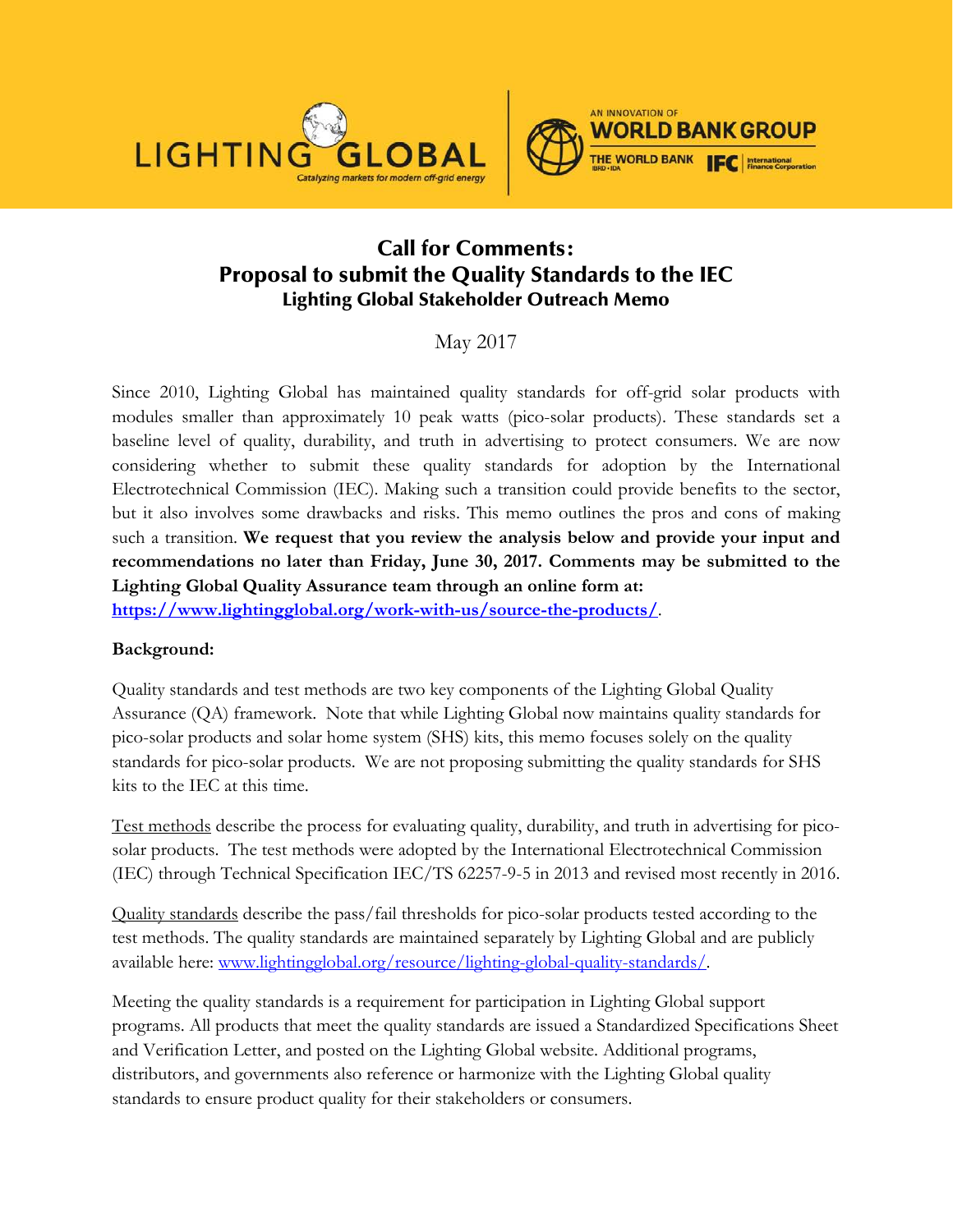# Call for Comments: Proposal to submit the Quality Standards to the IEC

## Lighting Global Stakeholder Outreach Memo

May 2017

Since 2010, Lighting Global has maintained quality standards for off-grid solar products with modules smaller than approximately 10 peak watts (pico-solar products). These standards set a baseline level of quality, durability, and truth in advertising to protect consumers. We are now considering whether to submit these quality standards for adoption by the International Electrotechnical Commission (IEC). Making such a transition could provide benefits to the sector, but it also involves some drawbacks and risks. This memo outlines the pros and cons of making such a transition. **We request that you review the analysis below and provide your input and recommendations no later than Friday, June 30, 2017. Comments may be submitted to the Lighting Global Quality Assurance team through an online form at:** **https://www.lightingglobal.org/work-with-us/source-the-products/**.

**Background:**

Quality standards and test methods are two key components of the Lighting Global Quality Assurance (QA) framework. Note that while Lighting Global now maintains quality standards for pico-solar products and solar home system (SHS) kits, this memo focuses solely on the quality standards for pico-solar products. We are not proposing submitting the quality standards for SHS kits to the IEC at this time.

Test methods describe the process for evaluating quality, durability, and truth in advertising for pico-solar products. The test methods were adopted by the International Electrotechnical Commission (IEC) through Technical Specification IEC/TS 62257-9-5 in 2013 and revised most recently in 2016.

Quality standards describe the pass/fail thresholds for pico-solar products tested according to the test methods. The quality standards are maintained separately by Lighting Global and are publicly available here: www.lightingglobal.org/resource/lighting-global-quality-standards/.

Meeting the quality standards is a requirement for participation in Lighting Global support programs. All products that meet the quality standards are issued a Standardized Specifications Sheet and Verification Letter, and posted on the Lighting Global website. Additional programs, distributors, and governments also reference or harmonize with the Lighting Global quality standards to ensure product quality for their stakeholders or consumers.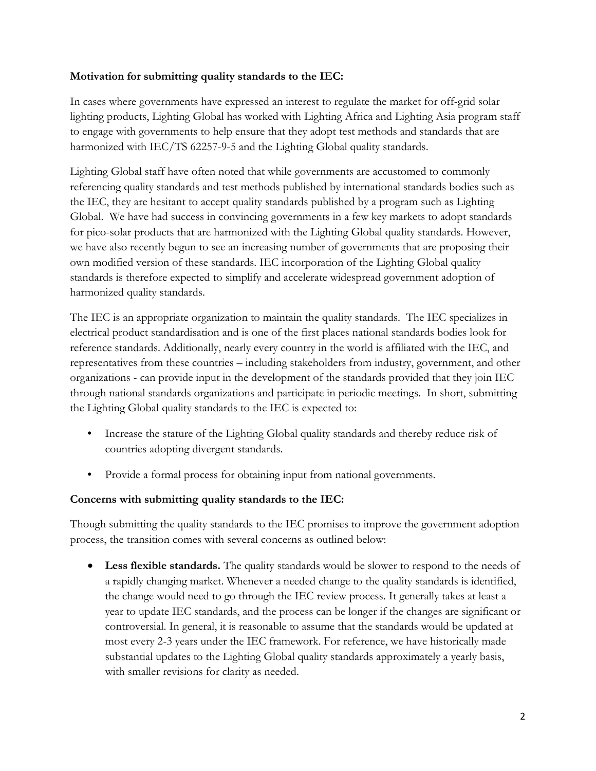**Motivation for submitting quality standards to the IEC:**

In cases where governments have expressed an interest to regulate the market for off-grid solar lighting products, Lighting Global has worked with Lighting Africa and Lighting Asia program staff to engage with governments to help ensure that they adopt test methods and standards that are harmonized with IEC/TS 62257-9-5 and the Lighting Global quality standards.

Lighting Global staff have often noted that while governments are accustomed to commonly referencing quality standards and test methods published by international standards bodies such as the IEC, they are hesitant to accept quality standards published by a program such as Lighting Global. We have had success in convincing governments in a few key markets to adopt standards for pico-solar products that are harmonized with the Lighting Global quality standards. However, we have also recently begun to see an increasing number of governments that are proposing their own modified version of these standards. IEC incorporation of the Lighting Global quality standards is therefore expected to simplify and accelerate widespread government adoption of harmonized quality standards.

The IEC is an appropriate organization to maintain the quality standards. The IEC specializes in electrical product standardisation and is one of the first places national standards bodies look for reference standards. Additionally, nearly every country in the world is affiliated with the IEC, and representatives from these countries – including stakeholders from industry, government, and other organizations - can provide input in the development of the standards provided that they join IEC through national standards organizations and participate in periodic meetings. In short, submitting the Lighting Global quality standards to the IEC is expected to:

- Increase the stature of the Lighting Global quality standards and thereby reduce risk of countries adopting divergent standards.
- Provide a formal process for obtaining input from national governments.

**Concerns with submitting quality standards to the IEC:**

Though submitting the quality standards to the IEC promises to improve the government adoption process, the transition comes with several concerns as outlined below:

- **Less flexible standards.** The quality standards would be slower to respond to the needs of a rapidly changing market. Whenever a needed change to the quality standards is identified, the change would need to go through the IEC review process. It generally takes at least a year to update IEC standards, and the process can be longer if the changes are significant or controversial. In general, it is reasonable to assume that the standards would be updated at most every 2-3 years under the IEC framework. For reference, we have historically made substantial updates to the Lighting Global quality standards approximately a yearly basis, with smaller revisions for clarity as needed.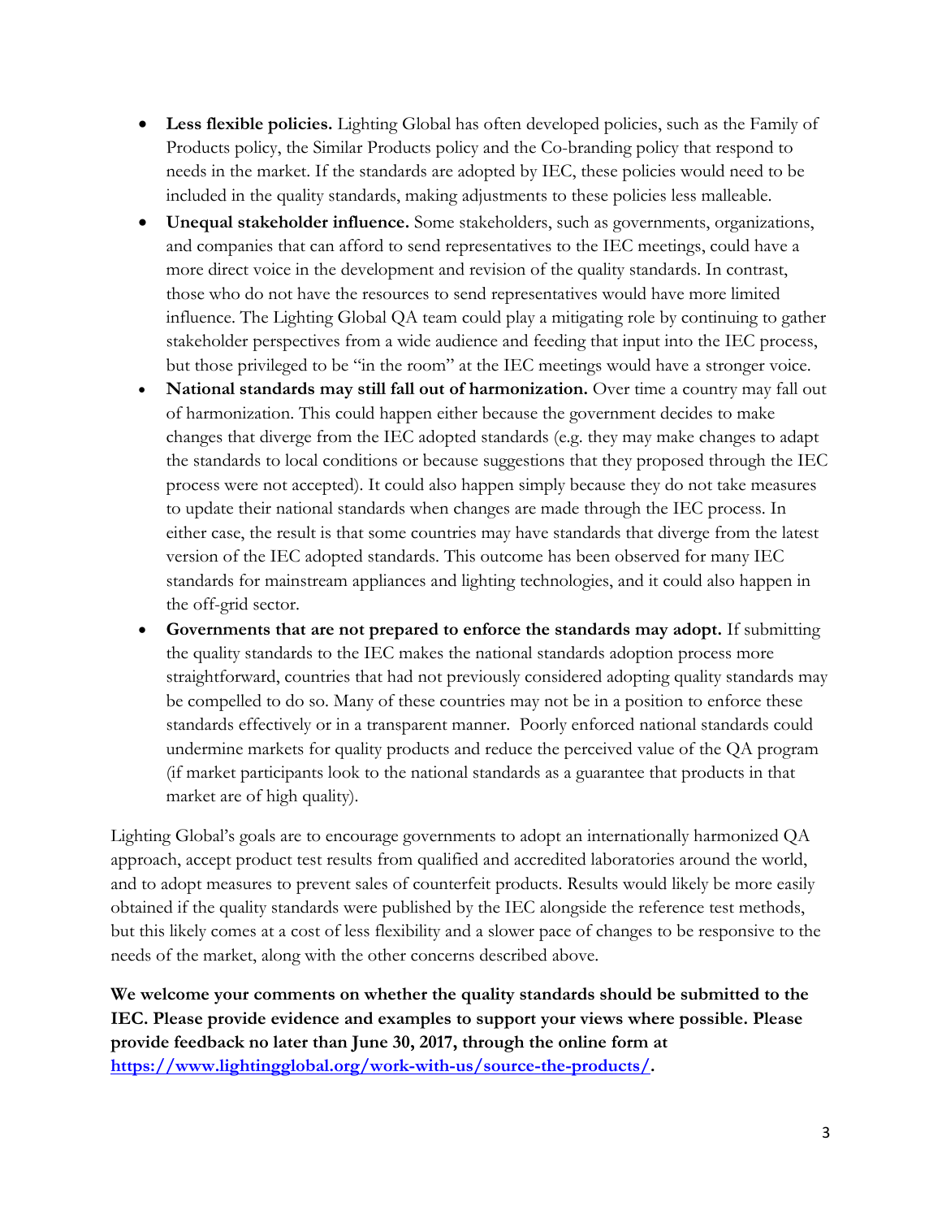- **Less flexible policies.** Lighting Global has often developed policies, such as the Family of Products policy, the Similar Products policy and the Co-branding policy that respond to needs in the market. If the standards are adopted by IEC, these policies would need to be included in the quality standards, making adjustments to these policies less malleable.
- **Unequal stakeholder influence.** Some stakeholders, such as governments, organizations, and companies that can afford to send representatives to the IEC meetings, could have a more direct voice in the development and revision of the quality standards. In contrast, those who do not have the resources to send representatives would have more limited influence. The Lighting Global QA team could play a mitigating role by continuing to gather stakeholder perspectives from a wide audience and feeding that input into the IEC process, but those privileged to be "in the room" at the IEC meetings would have a stronger voice.
- **National standards may still fall out of harmonization.** Over time a country may fall out of harmonization. This could happen either because the government decides to make changes that diverge from the IEC adopted standards (e.g. they may make changes to adapt the standards to local conditions or because suggestions that they proposed through the IEC process were not accepted). It could also happen simply because they do not take measures to update their national standards when changes are made through the IEC process. In either case, the result is that some countries may have standards that diverge from the latest version of the IEC adopted standards. This outcome has been observed for many IEC standards for mainstream appliances and lighting technologies, and it could also happen in the off-grid sector.
- **Governments that are not prepared to enforce the standards may adopt.** If submitting the quality standards to the IEC makes the national standards adoption process more straightforward, countries that had not previously considered adopting quality standards may be compelled to do so. Many of these countries may not be in a position to enforce these standards effectively or in a transparent manner. Poorly enforced national standards could undermine markets for quality products and reduce the perceived value of the QA program (if market participants look to the national standards as a guarantee that products in that market are of high quality).

Lighting Global's goals are to encourage governments to adopt an internationally harmonized QA approach, accept product test results from qualified and accredited laboratories around the world, and to adopt measures to prevent sales of counterfeit products. Results would likely be more easily obtained if the quality standards were published by the IEC alongside the reference test methods, but this likely comes at a cost of less flexibility and a slower pace of changes to be responsive to the needs of the market, along with the other concerns described above.

**We welcome your comments on whether the quality standards should be submitted to the IEC. Please provide evidence and examples to support your views where possible. Please provide feedback no later than June 30, 2017, through the online form at [https://www.lightingglobal.org/work-with-us/source-the-products/](https://www.lightingglobal.org/work-with-us/source-the-products/).**